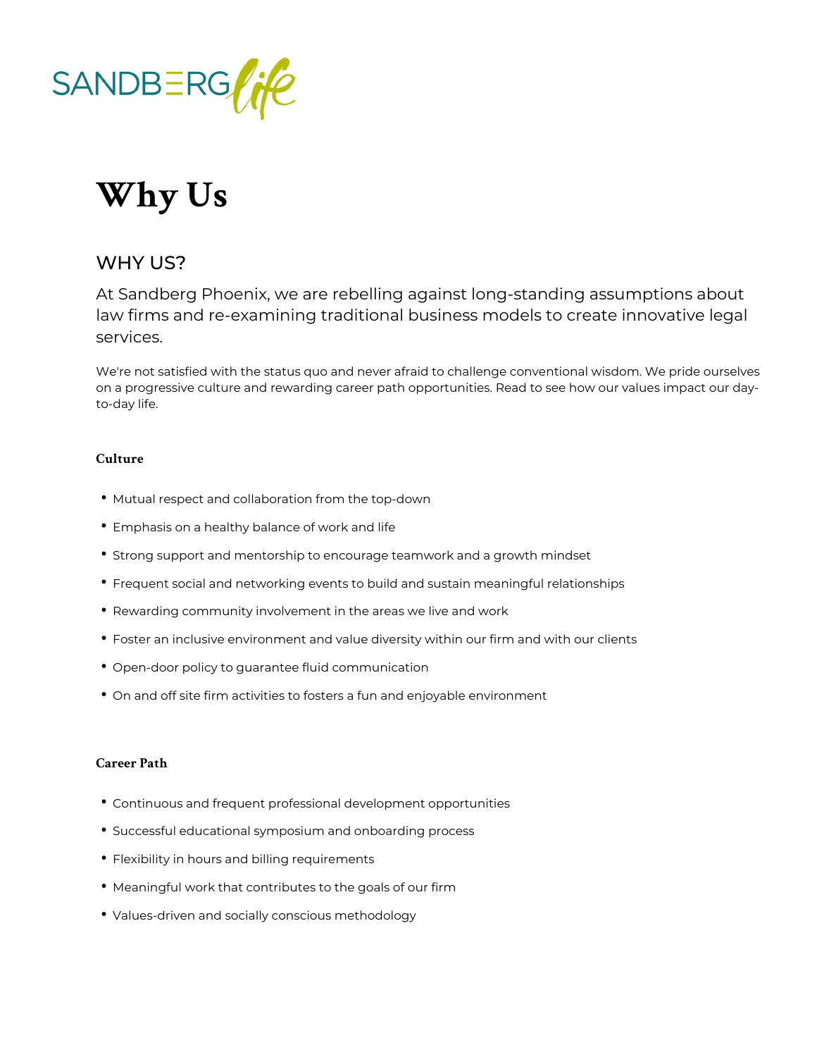SANDBERG life

# Why Us

## WHY US?

At Sandberg Phoenix, we are rebelling against long-standing assumptions about law firms and re-examining traditional business models to create innovative legal services.

We're not satisfied with the status quo and never afraid to challenge conventional wisdom. We pride ourselves on a progressive culture and rewarding career path opportunities. Read to see how our values impact our day-to-day life.

### Culture

- Mutual respect and collaboration from the top-down
- Emphasis on a healthy balance of work and life
- Strong support and mentorship to encourage teamwork and a growth mindset
- Frequent social and networking events to build and sustain meaningful relationships
- Rewarding community involvement in the areas we live and work
- Foster an inclusive environment and value diversity within our firm and with our clients
- Open-door policy to guarantee fluid communication
- On and off site firm activities to fosters a fun and enjoyable environment

### Career Path

- Continuous and frequent professional development opportunities
- Successful educational symposium and onboarding process
- Flexibility in hours and billing requirements
- Meaningful work that contributes to the goals of our firm
- Values-driven and socially conscious methodology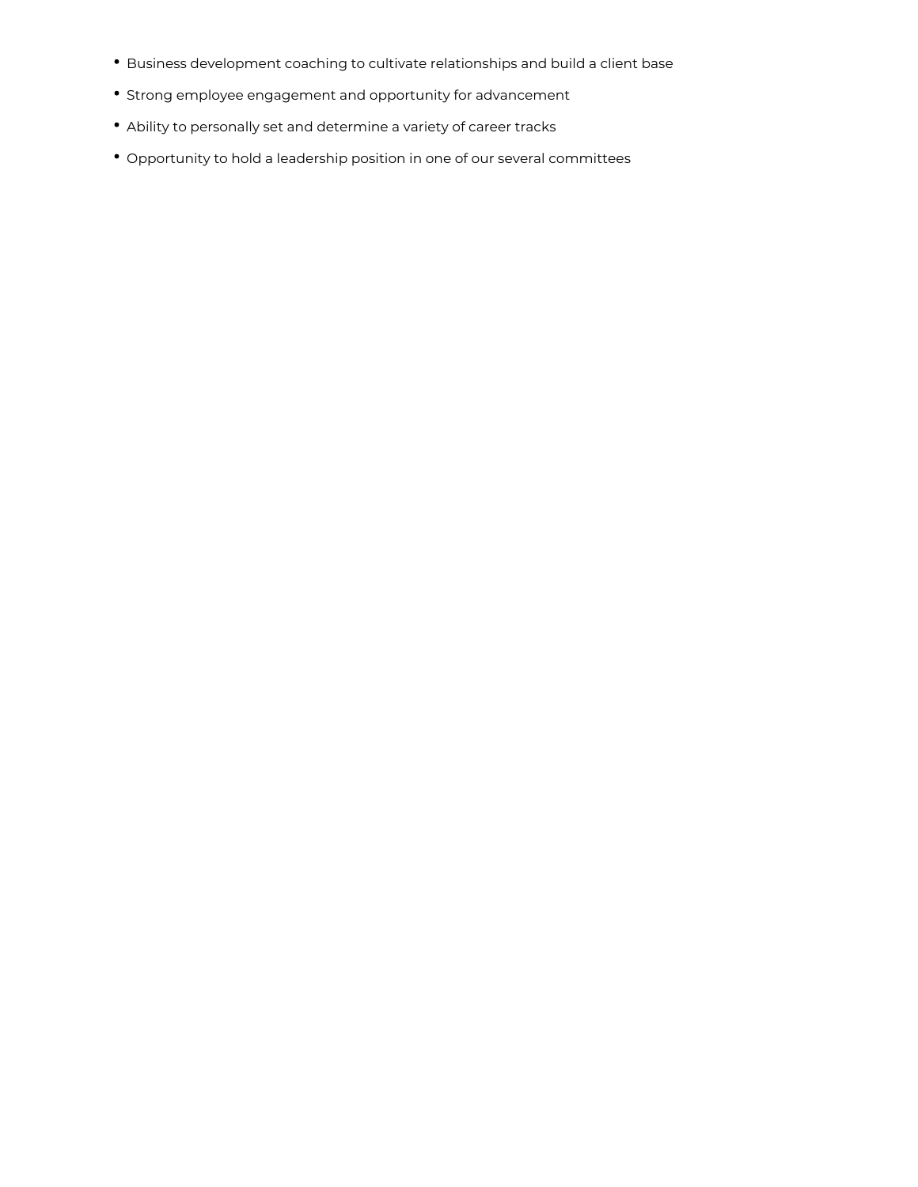- Business development coaching to cultivate relationships and build a client base
- Strong employee engagement and opportunity for advancement
- Ability to personally set and determine a variety of career tracks
- Opportunity to hold a leadership position in one of our several committees